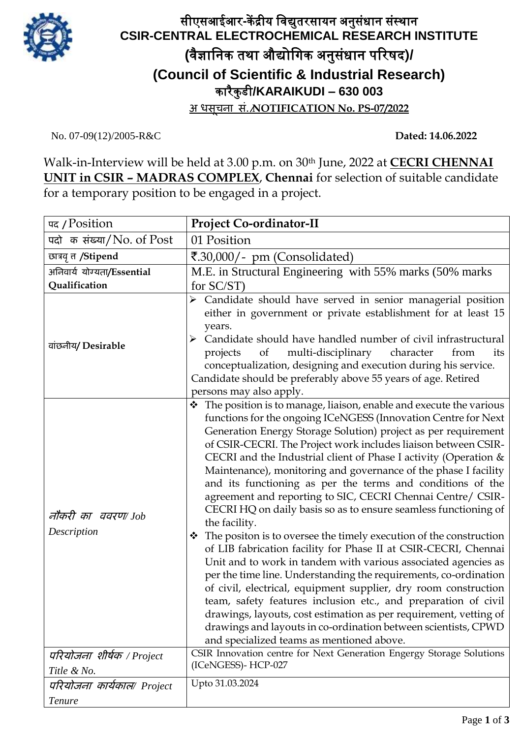# सीएसआईआर-केंद्रीय विद्युतरसायन अनुसंधान संस्थान
# CSIR-CENTRAL ELECTROCHEMICAL RESEARCH INSTITUTE
## (वैज्ञानिक तथा औद्योगिक अनुसंधान परिषद)/
## (Council of Scientific & Industrial Research)
## कारैकुडी/KARAIKUDI – 630 003

**अ धसूचना सं./NOTIFICATION No. PS-07/2022**

No. 07-09(12)/2005-R&C **Dated: 14.06.2022**

Walk-in-Interview will be held at 3.00 p.m. on 30th June, 2022 at **CECRI CHENNAI UNIT in CSIR – MADRAS COMPLEX**, **Chennai** for selection of suitable candidate for a temporary position to be engaged in a project.

| पद / Position | **Project Co-ordinator-II** |
|---|---|
| पदो क संख्या/No. of Post | 01 Position |
| छात्रवृ त /**Stipend** | ₹.30,000/- pm (Consolidated) |
| अनिवार्य योग्यता/**Essential Qualification** | M.E. in Structural Engineering with 55% marks (50% marks for SC/ST) |
| वांछनीय/ **Desirable** | ➢ Candidate should have served in senior managerial position either in government or private establishment for at least 15 years.<br>➢ Candidate should have handled number of civil infrastructural projects of multi-disciplinary character from its conceptualization, designing and execution during his service.<br>Candidate should be preferably above 55 years of age. Retired persons may also apply. |
| *नौकरी का ववरण/ Job Description* | ❖ The position is to manage, liaison, enable and execute the various functions for the ongoing ICeNGESS (Innovation Centre for Next Generation Energy Storage Solution) project as per requirement of CSIR-CECRI. The Project work includes liaison between CSIR-CECRI and the Industrial client of Phase I activity (Operation & Maintenance), monitoring and governance of the phase I facility and its functioning as per the terms and conditions of the agreement and reporting to SIC, CECRI Chennai Centre/ CSIR-CECRI HQ on daily basis so as to ensure seamless functioning of the facility.<br>❖ The positon is to oversee the timely execution of the construction of LIB fabrication facility for Phase II at CSIR-CECRI, Chennai Unit and to work in tandem with various associated agencies as per the time line. Understanding the requirements, co-ordination of civil, electrical, equipment supplier, dry room construction team, safety features inclusion etc., and preparation of civil drawings, layouts, cost estimation as per requirement, vetting of drawings and layouts in co-ordination between scientists, CPWD and specialized teams as mentioned above. |
| *परियोजना शीर्षक / Project Title & No.* | CSIR Innovation centre for Next Generation Engergy Storage Solutions (ICeNGESS)- HCP-027 |
| *परियोजना कार्यकाल/ Project Tenure* | Upto 31.03.2024 |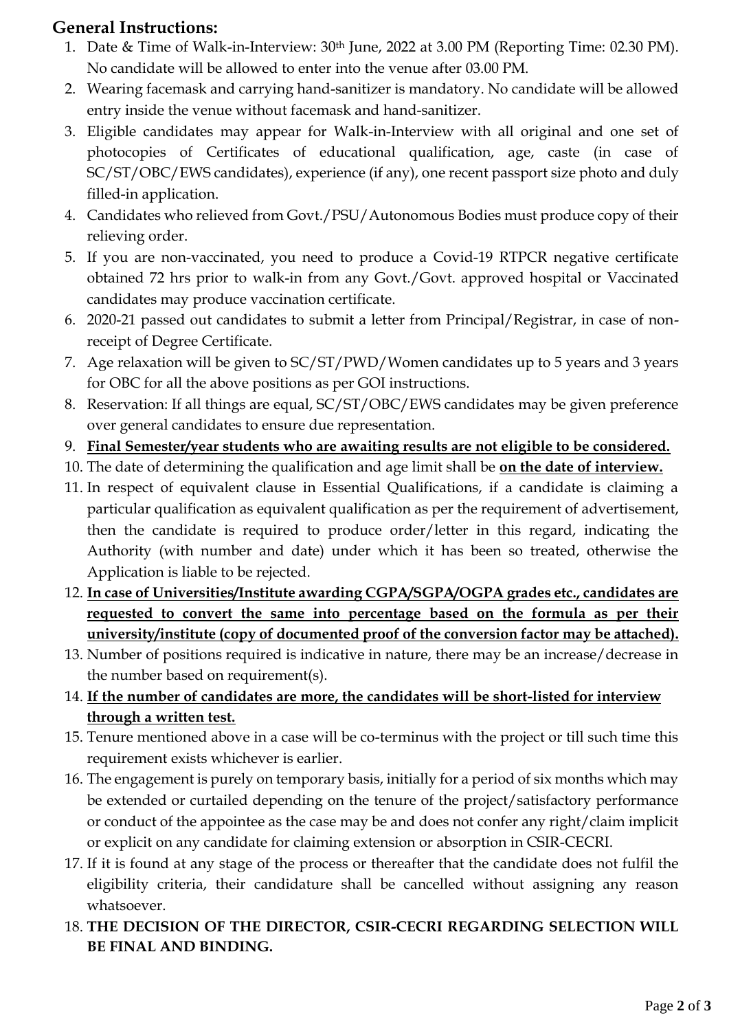## General Instructions:

1. Date & Time of Walk-in-Interview: 30th June, 2022 at 3.00 PM (Reporting Time: 02.30 PM). No candidate will be allowed to enter into the venue after 03.00 PM.
2. Wearing facemask and carrying hand-sanitizer is mandatory. No candidate will be allowed entry inside the venue without facemask and hand-sanitizer.
3. Eligible candidates may appear for Walk-in-Interview with all original and one set of photocopies of Certificates of educational qualification, age, caste (in case of SC/ST/OBC/EWS candidates), experience (if any), one recent passport size photo and duly filled-in application.
4. Candidates who relieved from Govt./PSU/Autonomous Bodies must produce copy of their relieving order.
5. If you are non-vaccinated, you need to produce a Covid-19 RTPCR negative certificate obtained 72 hrs prior to walk-in from any Govt./Govt. approved hospital or Vaccinated candidates may produce vaccination certificate.
6. 2020-21 passed out candidates to submit a letter from Principal/Registrar, in case of non-receipt of Degree Certificate.
7. Age relaxation will be given to SC/ST/PWD/Women candidates up to 5 years and 3 years for OBC for all the above positions as per GOI instructions.
8. Reservation: If all things are equal, SC/ST/OBC/EWS candidates may be given preference over general candidates to ensure due representation.
9. **Final Semester/year students who are awaiting results are not eligible to be considered.**
10. The date of determining the qualification and age limit shall be **on the date of interview.**
11. In respect of equivalent clause in Essential Qualifications, if a candidate is claiming a particular qualification as equivalent qualification as per the requirement of advertisement, then the candidate is required to produce order/letter in this regard, indicating the Authority (with number and date) under which it has been so treated, otherwise the Application is liable to be rejected.
12. **In case of Universities/Institute awarding CGPA/SGPA/OGPA grades etc., candidates are requested to convert the same into percentage based on the formula as per their university/institute (copy of documented proof of the conversion factor may be attached).**
13. Number of positions required is indicative in nature, there may be an increase/decrease in the number based on requirement(s).
14. **If the number of candidates are more, the candidates will be short-listed for interview through a written test.**
15. Tenure mentioned above in a case will be co-terminus with the project or till such time this requirement exists whichever is earlier.
16. The engagement is purely on temporary basis, initially for a period of six months which may be extended or curtailed depending on the tenure of the project/satisfactory performance or conduct of the appointee as the case may be and does not confer any right/claim implicit or explicit on any candidate for claiming extension or absorption in CSIR-CECRI.
17. If it is found at any stage of the process or thereafter that the candidate does not fulfil the eligibility criteria, their candidature shall be cancelled without assigning any reason whatsoever.
18. **THE DECISION OF THE DIRECTOR, CSIR-CECRI REGARDING SELECTION WILL BE FINAL AND BINDING.**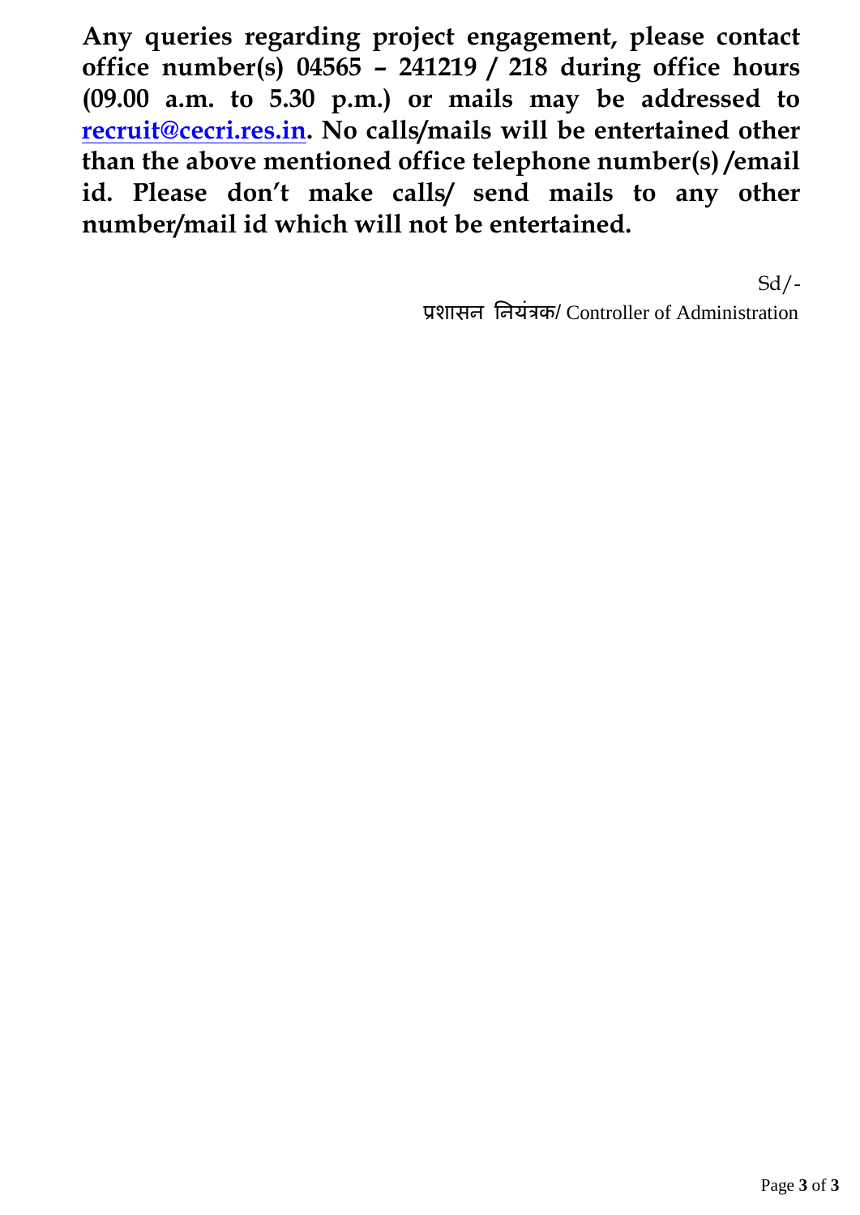**Any queries regarding project engagement, please contact office number(s) 04565 – 241219 / 218 during office hours (09.00 a.m. to 5.30 p.m.) or mails may be addressed to recruit@cecri.res.in. No calls/mails will be entertained other than the above mentioned office telephone number(s) /email id. Please don't make calls/ send mails to any other number/mail id which will not be entertained.**

Sd/-

प्रशासन नियंत्रक/ Controller of Administration